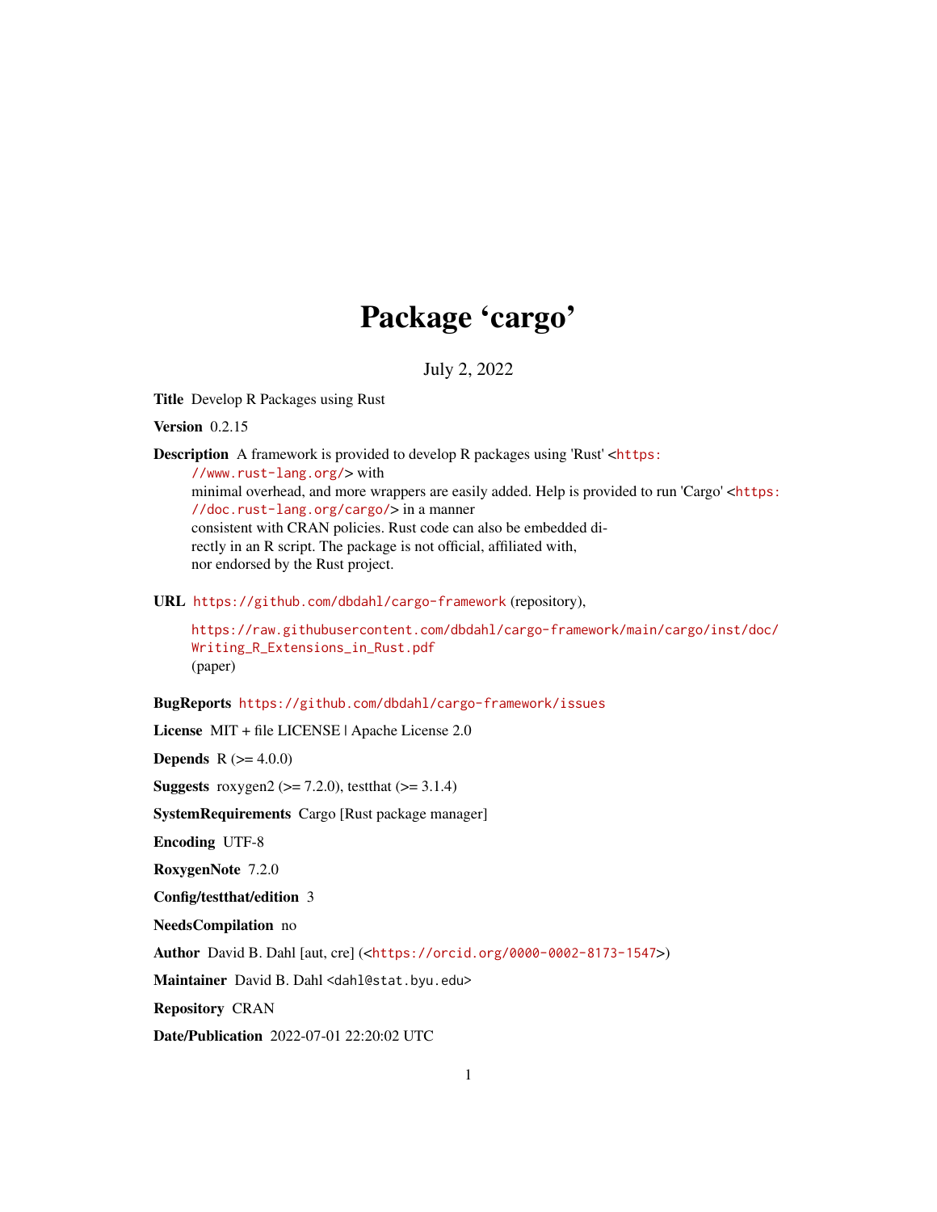# Package 'cargo'

July 2, 2022

**Title** Develop R Packages using Rust

**Version** 0.2.15

**Description** A framework is provided to develop R packages using 'Rust' <https://www.rust-lang.org/> with minimal overhead, and more wrappers are easily added. Help is provided to run 'Cargo' <https://doc.rust-lang.org/cargo/> in a manner consistent with CRAN policies. Rust code can also be embedded directly in an R script. The package is not official, affiliated with, nor endorsed by the Rust project.

**URL** https://github.com/dbdahl/cargo-framework (repository),
https://raw.githubusercontent.com/dbdahl/cargo-framework/main/cargo/inst/doc/Writing_R_Extensions_in_Rust.pdf (paper)

**BugReports** https://github.com/dbdahl/cargo-framework/issues

**License** MIT + file LICENSE | Apache License 2.0

**Depends** R (>= 4.0.0)

**Suggests** roxygen2 (>= 7.2.0), testthat (>= 3.1.4)

**SystemRequirements** Cargo [Rust package manager]

**Encoding** UTF-8

**RoxygenNote** 7.2.0

**Config/testthat/edition** 3

**NeedsCompilation** no

**Author** David B. Dahl [aut, cre] (<https://orcid.org/0000-0002-8173-1547>)

**Maintainer** David B. Dahl <dahl@stat.byu.edu>

**Repository** CRAN

**Date/Publication** 2022-07-01 22:20:02 UTC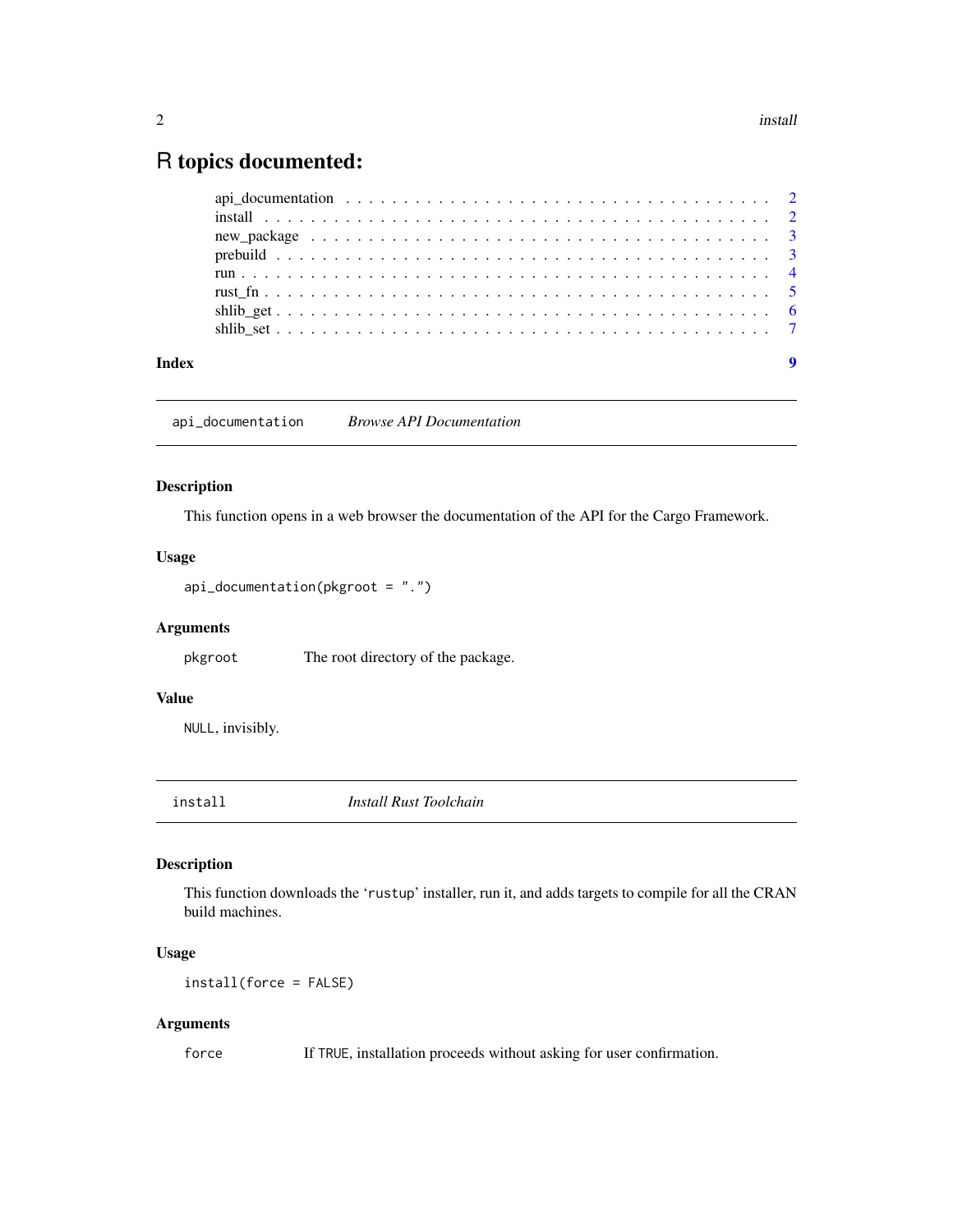# R topics documented:

api_documentation . . . . . . . . . . . . . . . . . . . . . . . . . . . . . . . . . . . 2
install . . . . . . . . . . . . . . . . . . . . . . . . . . . . . . . . . . . . . . . . 2
new_package . . . . . . . . . . . . . . . . . . . . . . . . . . . . . . . . . . . . . 3
prebuild . . . . . . . . . . . . . . . . . . . . . . . . . . . . . . . . . . . . . . . 3
run . . . . . . . . . . . . . . . . . . . . . . . . . . . . . . . . . . . . . . . . . 4
rust_fn . . . . . . . . . . . . . . . . . . . . . . . . . . . . . . . . . . . . . . . 5
shlib_get . . . . . . . . . . . . . . . . . . . . . . . . . . . . . . . . . . . . . . 6
shlib_set . . . . . . . . . . . . . . . . . . . . . . . . . . . . . . . . . . . . . . 7

**Index** **9**

---

## `api_documentation` *Browse API Documentation*

### Description

This function opens in a web browser the documentation of the API for the Cargo Framework.

### Usage

```
api_documentation(pkgroot = ".")
```

### Arguments

`pkgroot` The root directory of the package.

### Value

`NULL`, invisibly.

---

## `install` *Install Rust Toolchain*

### Description

This function downloads the '`rustup`' installer, run it, and adds targets to compile for all the CRAN build machines.

### Usage

```
install(force = FALSE)
```

### Arguments

`force` If `TRUE`, installation proceeds without asking for user confirmation.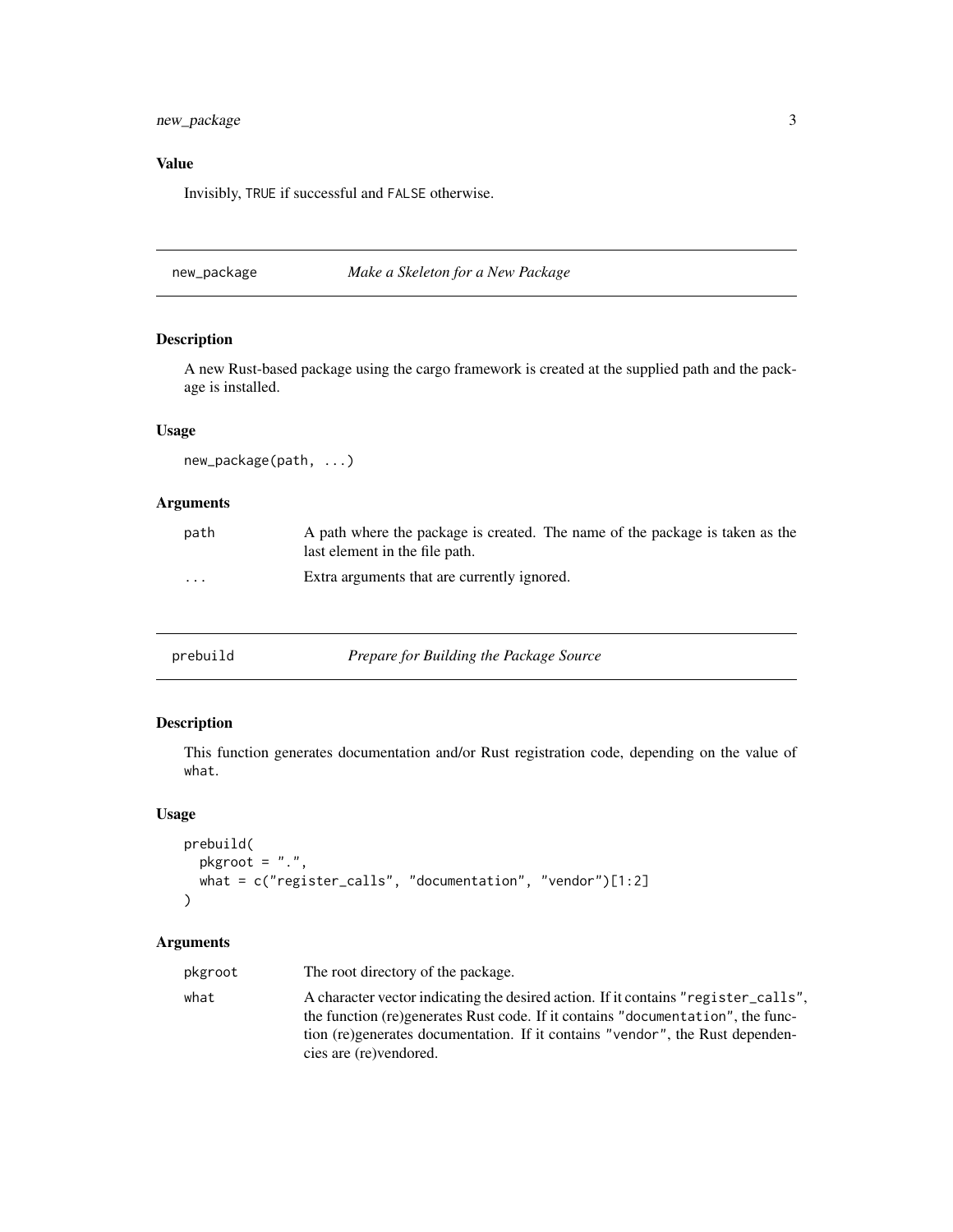## Value

Invisibly, TRUE if successful and FALSE otherwise.

---

## new_package — *Make a Skeleton for a New Package*

### Description

A new Rust-based package using the cargo framework is created at the supplied path and the package is installed.

### Usage

```
new_package(path, ...)
```

### Arguments

| | |
|---|---|
| path | A path where the package is created. The name of the package is taken as the last element in the file path. |
| ... | Extra arguments that are currently ignored. |

---

## prebuild — *Prepare for Building the Package Source*

### Description

This function generates documentation and/or Rust registration code, depending on the value of `what`.

### Usage

```
prebuild(
  pkgroot = ".",
  what = c("register_calls", "documentation", "vendor")[1:2]
)
```

### Arguments

| | |
|---|---|
| pkgroot | The root directory of the package. |
| what | A character vector indicating the desired action. If it contains "register_calls", the function (re)generates Rust code. If it contains "documentation", the function (re)generates documentation. If it contains "vendor", the Rust dependencies are (re)vendored. |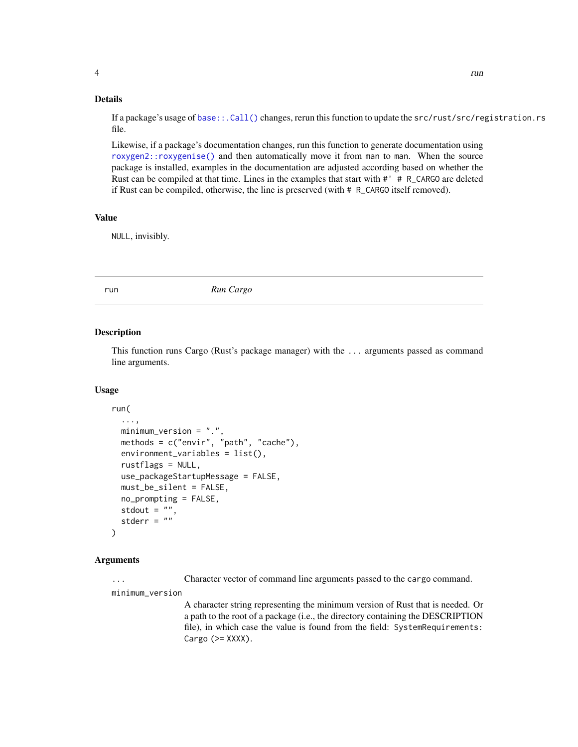### Details

If a package's usage of `base::.Call()` changes, rerun this function to update the `src/rust/src/registration.rs` file.

Likewise, if a package's documentation changes, run this function to generate documentation using `roxygen2::roxygenise()` and then automatically move it from `man` to `man`. When the source package is installed, examples in the documentation are adjusted according based on whether the Rust can be compiled at that time. Lines in the examples that start with `#' # R_CARGO` are deleted if Rust can be compiled, otherwise, the line is preserved (with `# R_CARGO` itself removed).

### Value

`NULL`, invisibly.

---

## run — *Run Cargo*

---

### Description

This function runs Cargo (Rust's package manager) with the `...` arguments passed as command line arguments.

### Usage

```
run(
  ...,
  minimum_version = ".",
  methods = c("envir", "path", "cache"),
  environment_variables = list(),
  rustflags = NULL,
  use_packageStartupMessage = FALSE,
  must_be_silent = FALSE,
  no_prompting = FALSE,
  stdout = "",
  stderr = ""
)
```

### Arguments

`...` Character vector of command line arguments passed to the `cargo` command.

`minimum_version` A character string representing the minimum version of Rust that is needed. Or a path to the root of a package (i.e., the directory containing the DESCRIPTION file), in which case the value is found from the field: `SystemRequirements: Cargo (>= XXXX)`.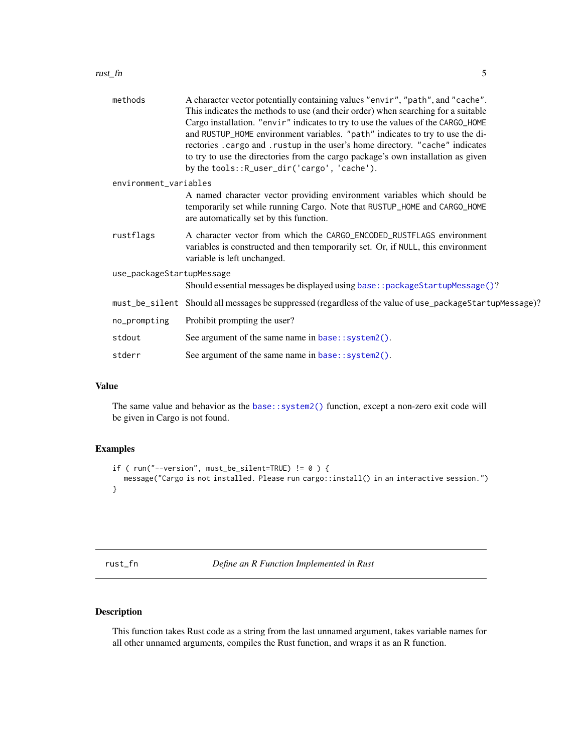| | |
|---|---|
| methods | A character vector potentially containing values "envir", "path", and "cache". This indicates the methods to use (and their order) when searching for a suitable Cargo installation. "envir" indicates to try to use the values of the CARGO_HOME and RUSTUP_HOME environment variables. "path" indicates to try to use the directories .cargo and .rustup in the user's home directory. "cache" indicates to try to use the directories from the cargo package's own installation as given by the tools::R_user_dir('cargo', 'cache'). |
| environment_variables | A named character vector providing environment variables which should be temporarily set while running Cargo. Note that RUSTUP_HOME and CARGO_HOME are automatically set by this function. |
| rustflags | A character vector from which the CARGO_ENCODED_RUSTFLAGS environment variables is constructed and then temporarily set. Or, if NULL, this environment variable is left unchanged. |
| use_packageStartupMessage | Should essential messages be displayed using base::packageStartupMessage()? |
| must_be_silent | Should all messages be suppressed (regardless of the value of use_packageStartupMessage)? |
| no_prompting | Prohibit prompting the user? |
| stdout | See argument of the same name in base::system2(). |
| stderr | See argument of the same name in base::system2(). |

### Value

The same value and behavior as the base::system2() function, except a non-zero exit code will be given in Cargo is not found.

### Examples

```
if ( run("--version", must_be_silent=TRUE) != 0 ) {
  message("Cargo is not installed. Please run cargo::install() in an interactive session.")
}
```

---

## rust_fn — *Define an R Function Implemented in Rust*

---

### Description

This function takes Rust code as a string from the last unnamed argument, takes variable names for all other unnamed arguments, compiles the Rust function, and wraps it as an R function.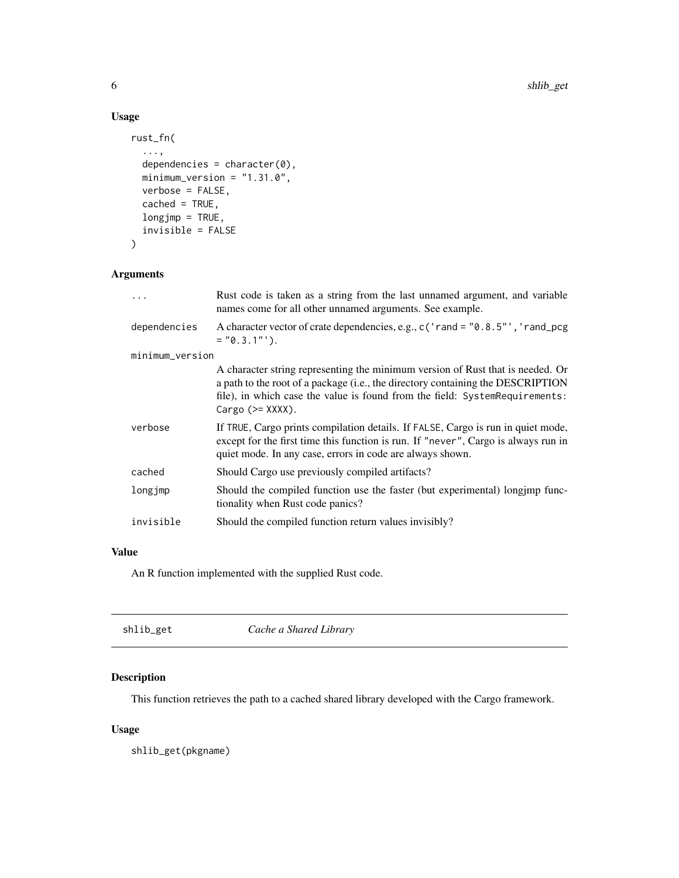### Usage

```
rust_fn(
  ...,
  dependencies = character(0),
  minimum_version = "1.31.0",
  verbose = FALSE,
  cached = TRUE,
  longjmp = TRUE,
  invisible = FALSE
)
```

### Arguments

| | |
|---|---|
| `...` | Rust code is taken as a string from the last unnamed argument, and variable names come for all other unnamed arguments. See example. |
| `dependencies` | A character vector of crate dependencies, e.g., `c('rand = "0.8.5"','rand_pcg = "0.3.1"')`. |
| `minimum_version` | A character string representing the minimum version of Rust that is needed. Or a path to the root of a package (i.e., the directory containing the DESCRIPTION file), in which case the value is found from the field: `SystemRequirements: Cargo (>= XXXX)`. |
| `verbose` | If `TRUE`, Cargo prints compilation details. If `FALSE`, Cargo is run in quiet mode, except for the first time this function is run. If `"never"`, Cargo is always run in quiet mode. In any case, errors in code are always shown. |
| `cached` | Should Cargo use previously compiled artifacts? |
| `longjmp` | Should the compiled function use the faster (but experimental) longjmp functionality when Rust code panics? |
| `invisible` | Should the compiled function return values invisibly? |

### Value

An R function implemented with the supplied Rust code.

---

## shlib_get — *Cache a Shared Library*

### Description

This function retrieves the path to a cached shared library developed with the Cargo framework.

### Usage

```
shlib_get(pkgname)
```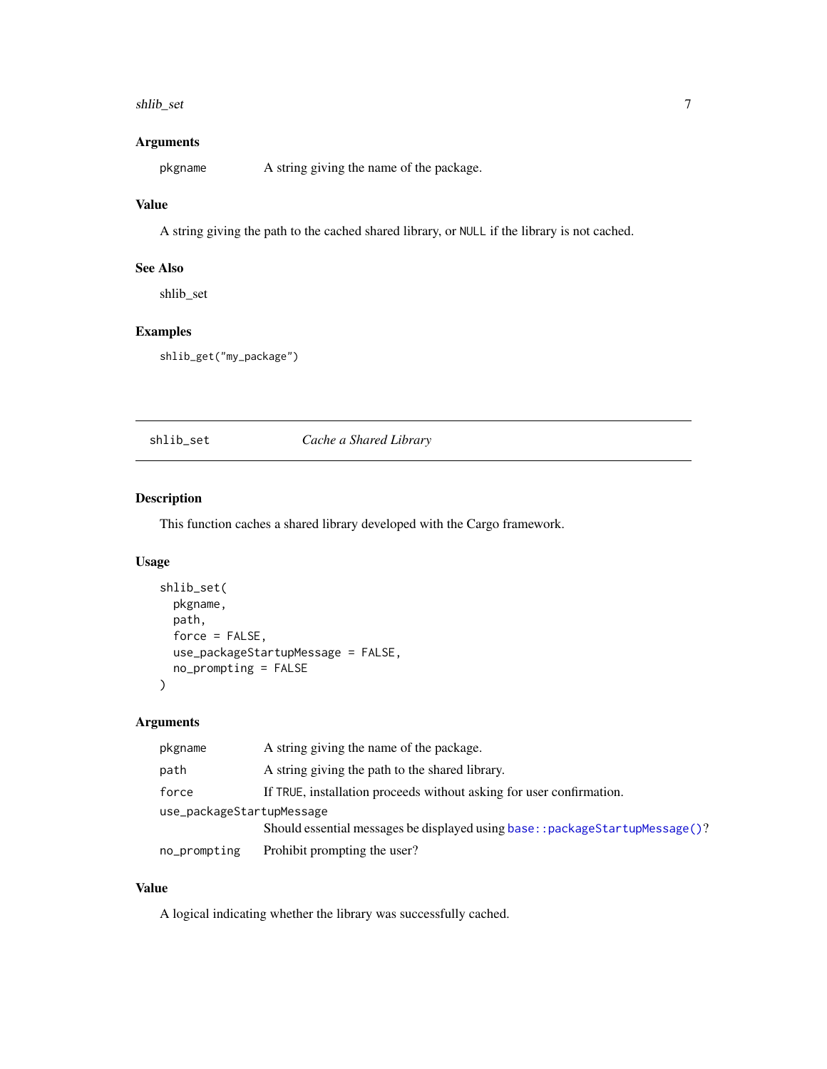### Arguments

| | |
|---|---|
| `pkgname` | A string giving the name of the package. |

### Value

A string giving the path to the cached shared library, or `NULL` if the library is not cached.

### See Also

shlib_set

### Examples

```
shlib_get("my_package")
```

---

## shlib_set — *Cache a Shared Library*

---

### Description

This function caches a shared library developed with the Cargo framework.

### Usage

```
shlib_set(
  pkgname,
  path,
  force = FALSE,
  use_packageStartupMessage = FALSE,
  no_prompting = FALSE
)
```

### Arguments

| | |
|---|---|
| `pkgname` | A string giving the name of the package. |
| `path` | A string giving the path to the shared library. |
| `force` | If `TRUE`, installation proceeds without asking for user confirmation. |
| `use_packageStartupMessage` | Should essential messages be displayed using `base::packageStartupMessage()`? |
| `no_prompting` | Prohibit prompting the user? |

### Value

A logical indicating whether the library was successfully cached.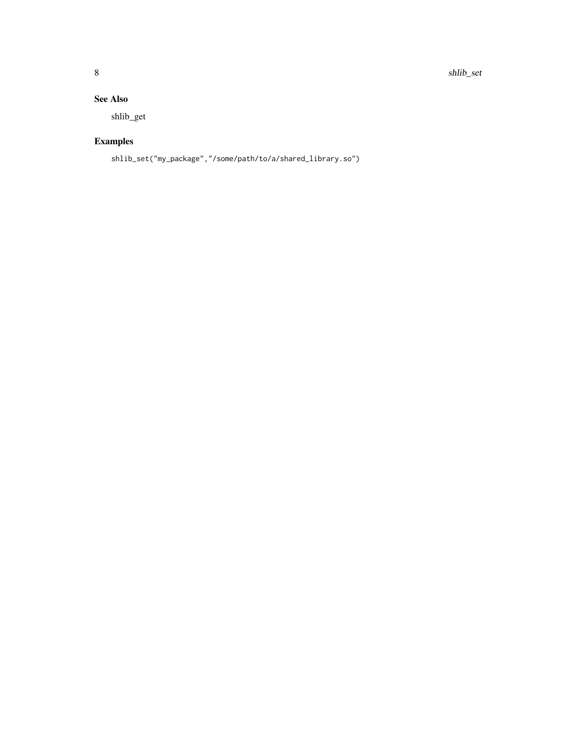### See Also

shlib_get

### Examples

```
shlib_set("my_package","/some/path/to/a/shared_library.so")
```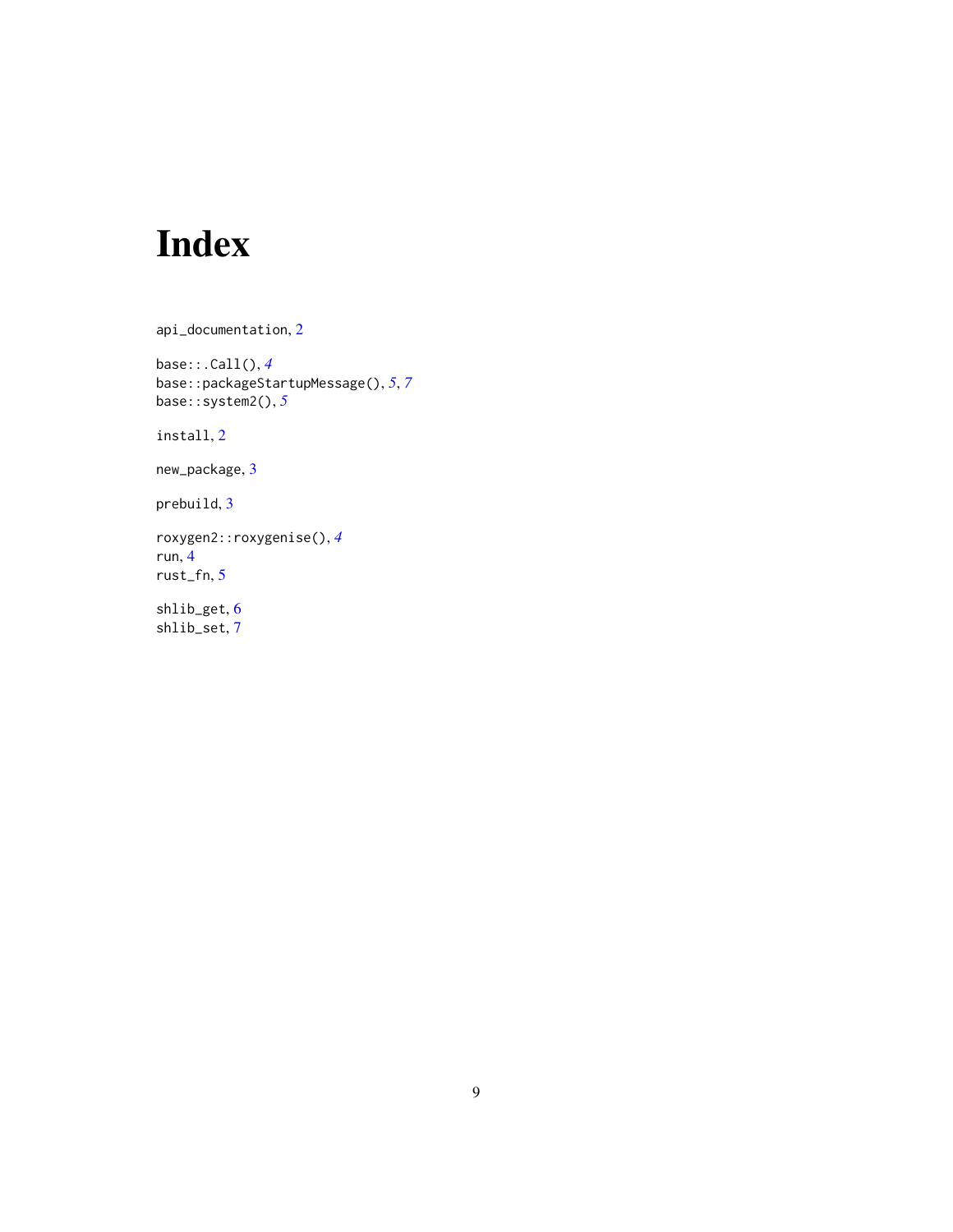# Index

api_documentation, 2

base::.Call(), *4*
base::packageStartupMessage(), *5*, *7*
base::system2(), *5*

install, 2

new_package, 3

prebuild, 3

roxygen2::roxygenise(), *4*
run, 4
rust_fn, 5

shlib_get, 6
shlib_set, 7